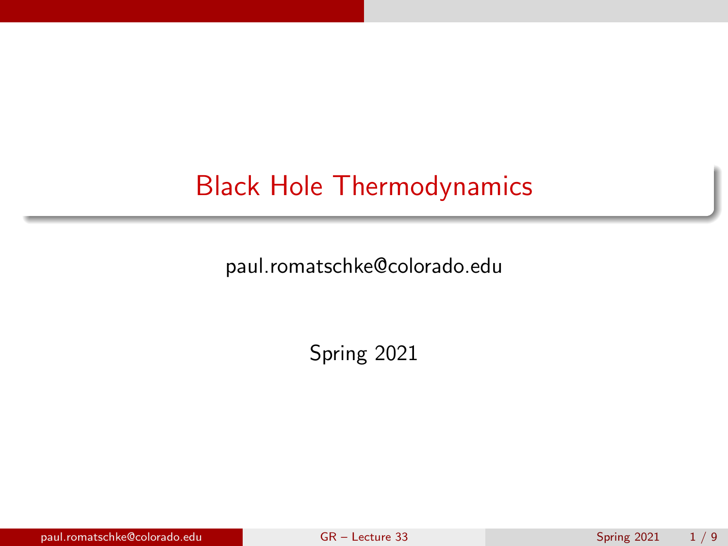# Black Hole Thermodynamics

paul.romatschke@colorado.edu

Spring 2021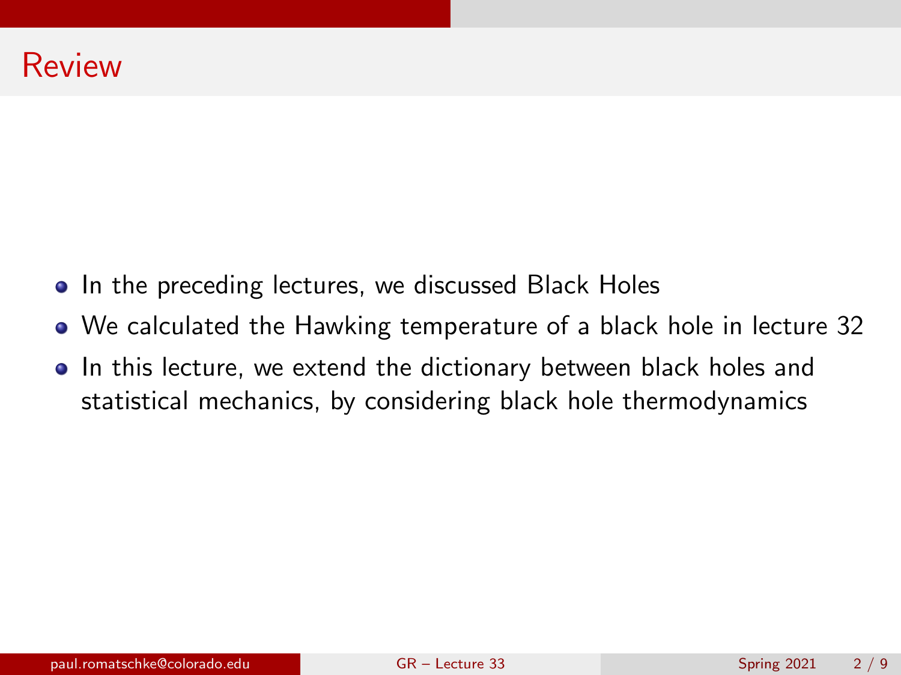# Review

- In the preceding lectures, we discussed Black Holes
- We calculated the Hawking temperature of a black hole in lecture 32
- In this lecture, we extend the dictionary between black holes and statistical mechanics, by considering black hole thermodynamics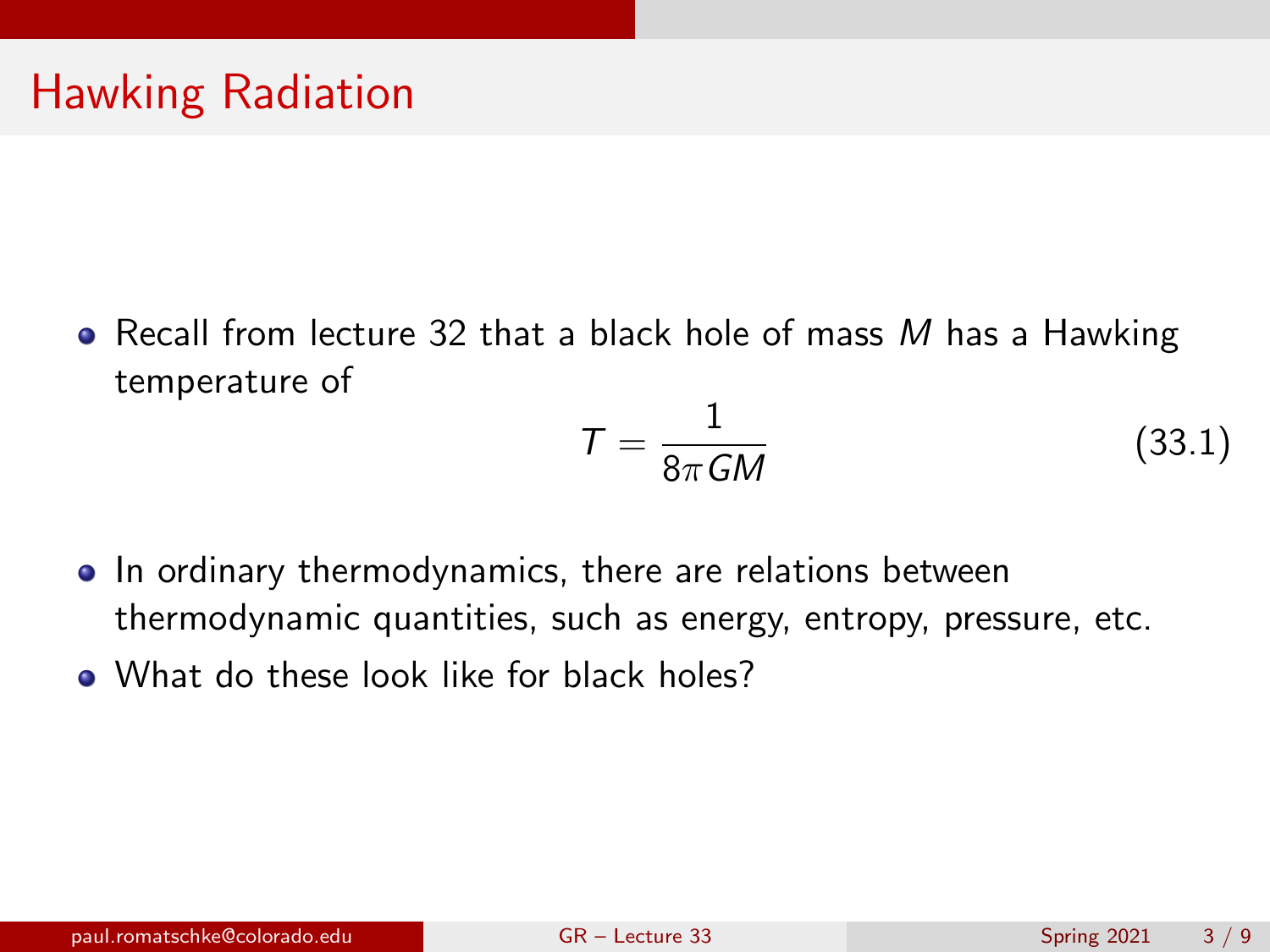# Hawking Radiation

- Recall from lecture 32 that a black hole of mass $M$ has a Hawking temperature of

$$T = \frac{1}{8\pi GM} \tag{33.1}$$

- In ordinary thermodynamics, there are relations between thermodynamic quantities, such as energy, entropy, pressure, etc.
- What do these look like for black holes?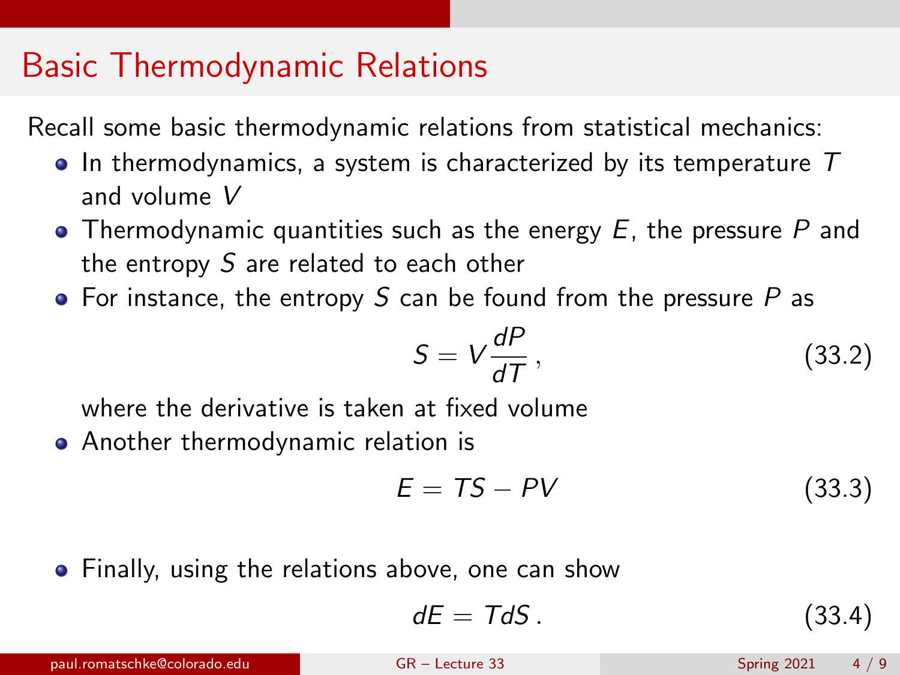# Basic Thermodynamic Relations

Recall some basic thermodynamic relations from statistical mechanics:

- In thermodynamics, a system is characterized by its temperature $T$ and volume $V$
- Thermodynamic quantities such as the energy $E$, the pressure $P$ and the entropy $S$ are related to each other
- For instance, the entropy $S$ can be found from the pressure $P$ as

$$S = V \frac{dP}{dT}\,, \tag{33.2}$$

  where the derivative is taken at fixed volume

- Another thermodynamic relation is

$$E = TS - PV \tag{33.3}$$

- Finally, using the relations above, one can show

$$dE = TdS\,. \tag{33.4}$$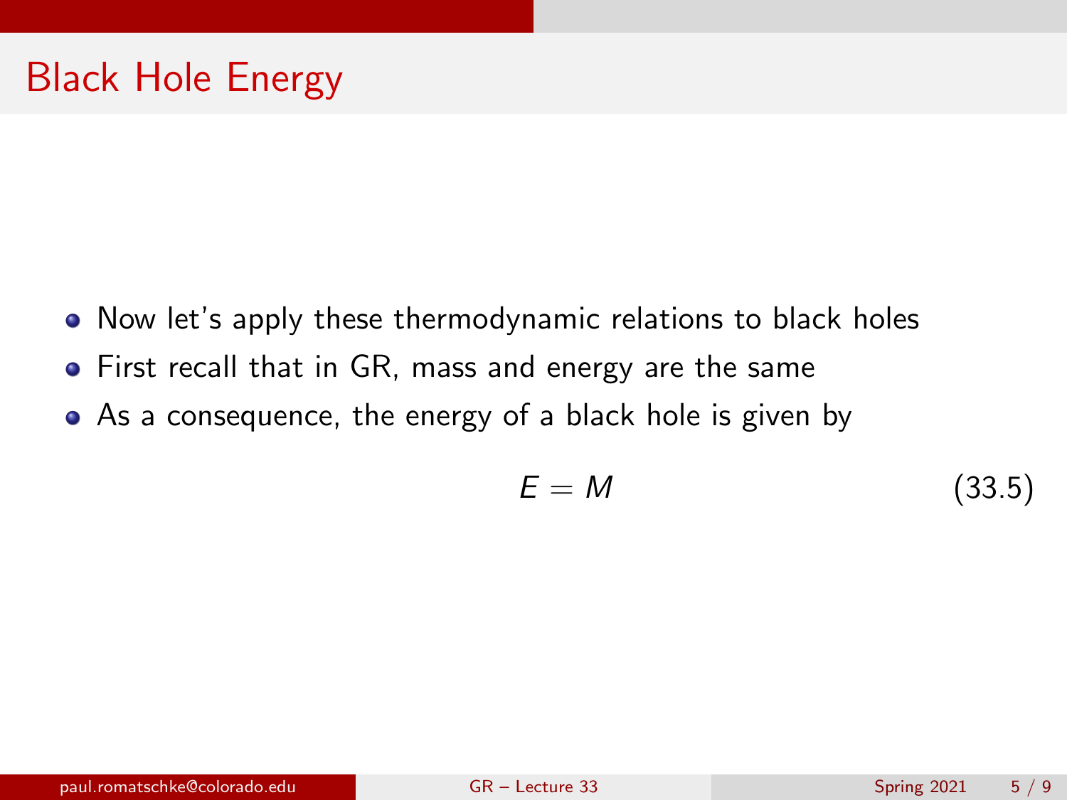# Black Hole Energy

- Now let's apply these thermodynamic relations to black holes
- First recall that in GR, mass and energy are the same
- As a consequence, the energy of a black hole is given by

$$E = M \tag{33.5}$$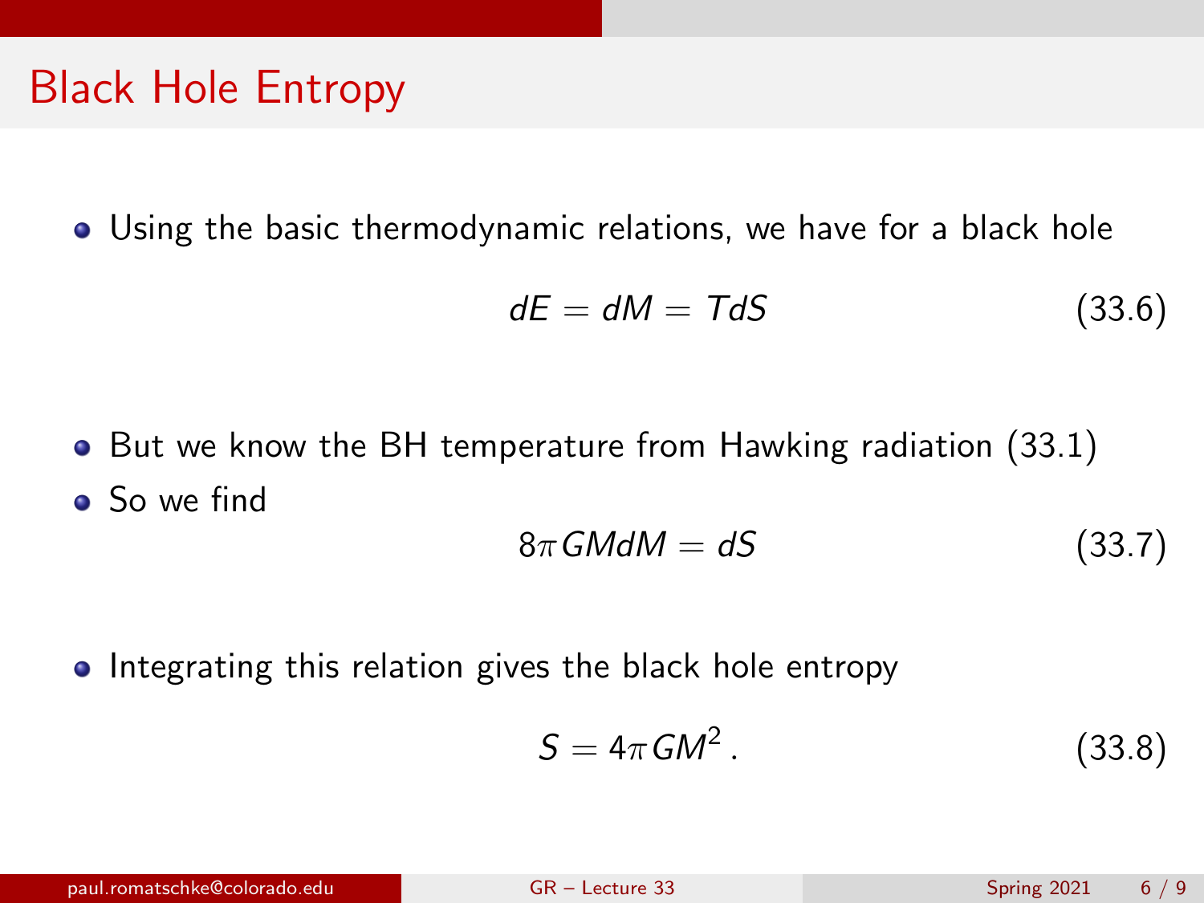# Black Hole Entropy

- Using the basic thermodynamic relations, we have for a black hole

$$dE = dM = TdS \tag{33.6}$$

- But we know the BH temperature from Hawking radiation (33.1)
- So we find

$$8\pi GMdM = dS \tag{33.7}$$

- Integrating this relation gives the black hole entropy

$$S = 4\pi GM^2 \,. \tag{33.8}$$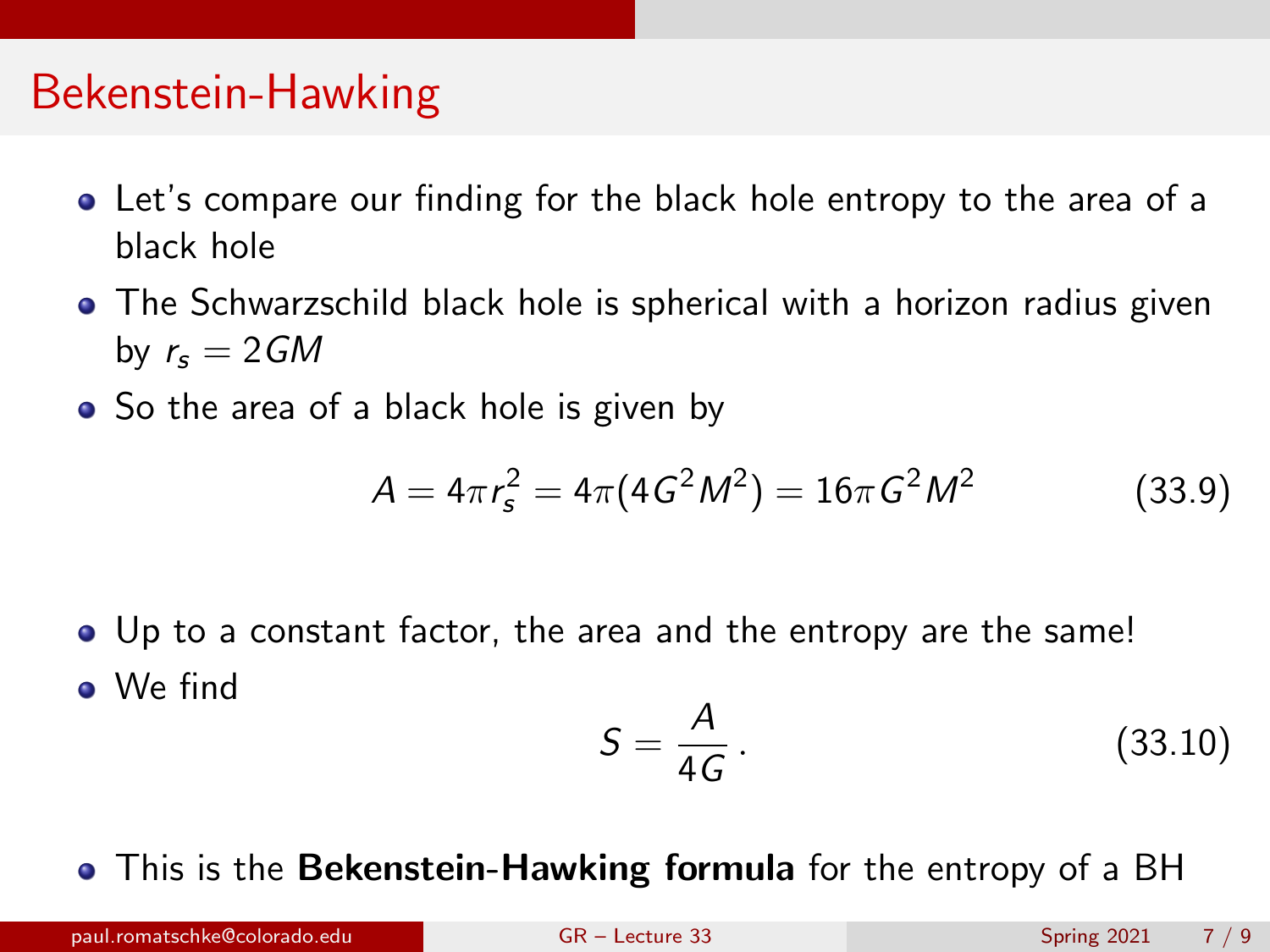# Bekenstein-Hawking

- Let's compare our finding for the black hole entropy to the area of a black hole
- The Schwarzschild black hole is spherical with a horizon radius given by $r_s = 2GM$
- So the area of a black hole is given by

$$A = 4\pi r_s^2 = 4\pi(4G^2M^2) = 16\pi G^2 M^2 \tag{33.9}$$

- Up to a constant factor, the area and the entropy are the same!
- We find

$$S = \frac{A}{4G}\,. \tag{33.10}$$

- This is the **Bekenstein-Hawking formula** for the entropy of a BH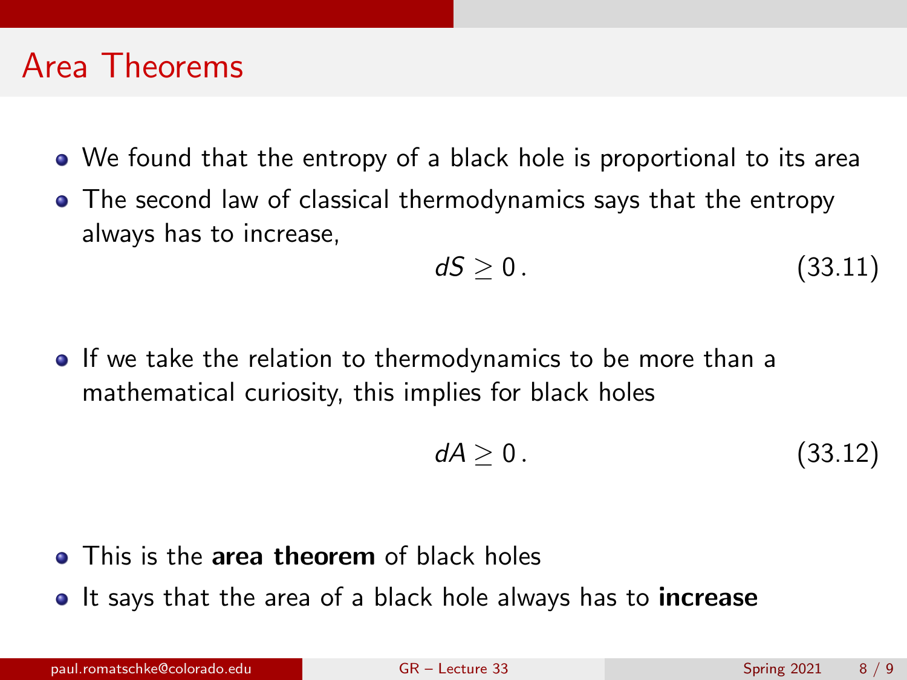# Area Theorems

- We found that the entropy of a black hole is proportional to its area
- The second law of classical thermodynamics says that the entropy always has to increase,

$$dS \geq 0\,. \tag{33.11}$$

- If we take the relation to thermodynamics to be more than a mathematical curiosity, this implies for black holes

$$dA \geq 0\,. \tag{33.12}$$

- This is the **area theorem** of black holes
- It says that the area of a black hole always has to **increase**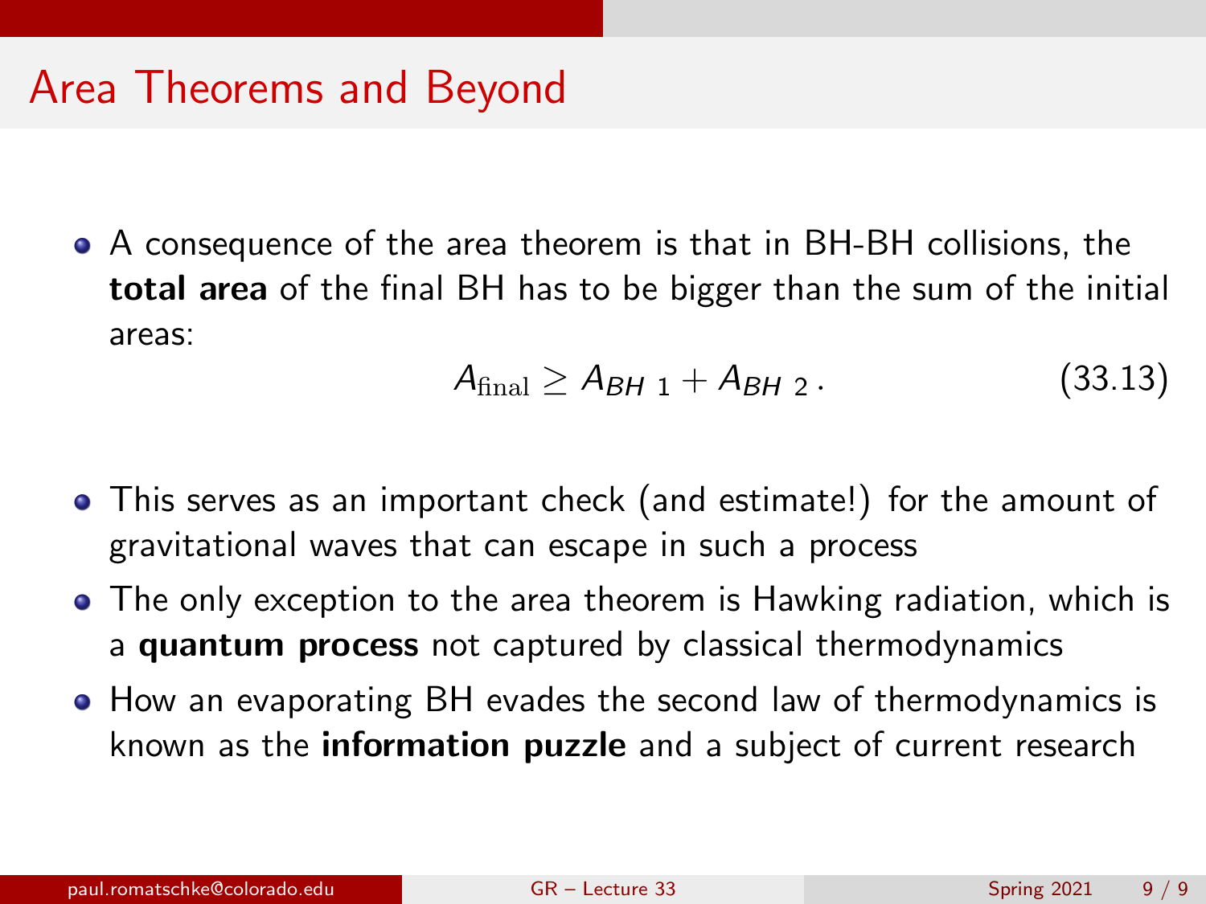# Area Theorems and Beyond

- A consequence of the area theorem is that in BH-BH collisions, the **total area** of the final BH has to be bigger than the sum of the initial areas:

$$A_{\text{final}} \geq A_{BH\ 1} + A_{BH\ 2}\,. \tag{33.13}$$

- This serves as an important check (and estimate!) for the amount of gravitational waves that can escape in such a process
- The only exception to the area theorem is Hawking radiation, which is a **quantum process** not captured by classical thermodynamics
- How an evaporating BH evades the second law of thermodynamics is known as the **information puzzle** and a subject of current research